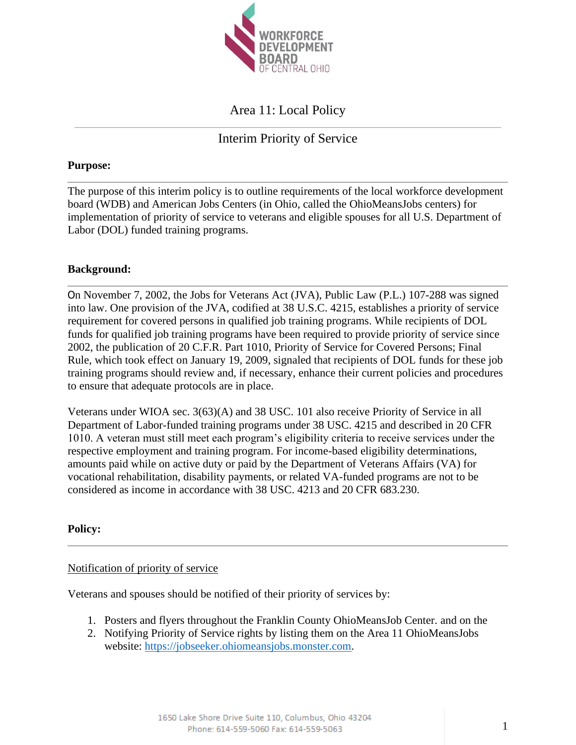WORKFORCE DEVELOPMENT BOARD OF CENTRAL OHIO

# Area 11: Local Policy

## Interim Priority of Service

**Purpose:**

The purpose of this interim policy is to outline requirements of the local workforce development board (WDB) and American Jobs Centers (in Ohio, called the OhioMeansJobs centers) for implementation of priority of service to veterans and eligible spouses for all U.S. Department of Labor (DOL) funded training programs.

**Background:**

On November 7, 2002, the Jobs for Veterans Act (JVA), Public Law (P.L.) 107-288 was signed into law. One provision of the JVA, codified at 38 U.S.C. 4215, establishes a priority of service requirement for covered persons in qualified job training programs. While recipients of DOL funds for qualified job training programs have been required to provide priority of service since 2002, the publication of 20 C.F.R. Part 1010, Priority of Service for Covered Persons; Final Rule, which took effect on January 19, 2009, signaled that recipients of DOL funds for these job training programs should review and, if necessary, enhance their current policies and procedures to ensure that adequate protocols are in place.

Veterans under WIOA sec. 3(63)(A) and 38 USC. 101 also receive Priority of Service in all Department of Labor-funded training programs under 38 USC. 4215 and described in 20 CFR 1010. A veteran must still meet each program's eligibility criteria to receive services under the respective employment and training program. For income-based eligibility determinations, amounts paid while on active duty or paid by the Department of Veterans Affairs (VA) for vocational rehabilitation, disability payments, or related VA-funded programs are not to be considered as income in accordance with 38 USC. 4213 and 20 CFR 683.230.

**Policy:**

Notification of priority of service

Veterans and spouses should be notified of their priority of services by:

1. Posters and flyers throughout the Franklin County OhioMeansJob Center. and on the
2. Notifying Priority of Service rights by listing them on the Area 11 OhioMeansJobs website: https://jobseeker.ohiomeansjobs.monster.com.

1650 Lake Shore Drive Suite 110, Columbus, Ohio 43204
Phone: 614-559-5060 Fax: 614-559-5063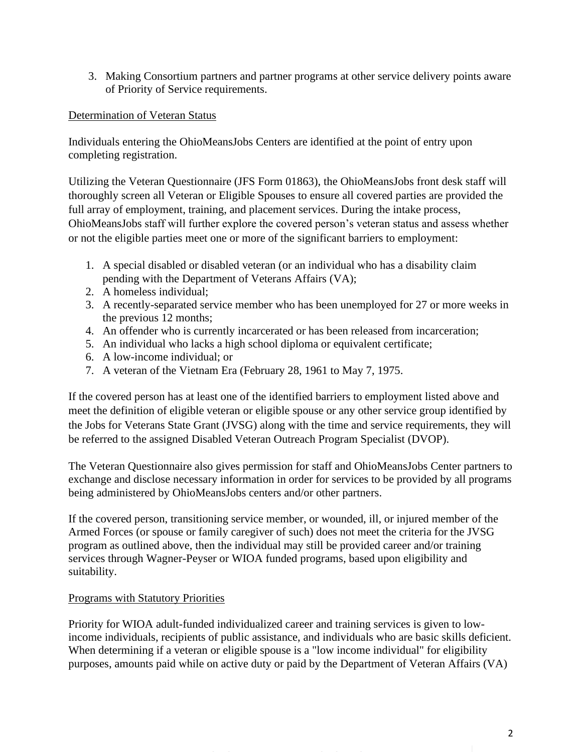3. Making Consortium partners and partner programs at other service delivery points aware of Priority of Service requirements.

<u>Determination of Veteran Status</u>

Individuals entering the OhioMeansJobs Centers are identified at the point of entry upon completing registration.

Utilizing the Veteran Questionnaire (JFS Form 01863), the OhioMeansJobs front desk staff will thoroughly screen all Veteran or Eligible Spouses to ensure all covered parties are provided the full array of employment, training, and placement services. During the intake process, OhioMeansJobs staff will further explore the covered person's veteran status and assess whether or not the eligible parties meet one or more of the significant barriers to employment:

1. A special disabled or disabled veteran (or an individual who has a disability claim pending with the Department of Veterans Affairs (VA);
2. A homeless individual;
3. A recently-separated service member who has been unemployed for 27 or more weeks in the previous 12 months;
4. An offender who is currently incarcerated or has been released from incarceration;
5. An individual who lacks a high school diploma or equivalent certificate;
6. A low-income individual; or
7. A veteran of the Vietnam Era (February 28, 1961 to May 7, 1975.

If the covered person has at least one of the identified barriers to employment listed above and meet the definition of eligible veteran or eligible spouse or any other service group identified by the Jobs for Veterans State Grant (JVSG) along with the time and service requirements, they will be referred to the assigned Disabled Veteran Outreach Program Specialist (DVOP).

The Veteran Questionnaire also gives permission for staff and OhioMeansJobs Center partners to exchange and disclose necessary information in order for services to be provided by all programs being administered by OhioMeansJobs centers and/or other partners.

If the covered person, transitioning service member, or wounded, ill, or injured member of the Armed Forces (or spouse or family caregiver of such) does not meet the criteria for the JVSG program as outlined above, then the individual may still be provided career and/or training services through Wagner-Peyser or WIOA funded programs, based upon eligibility and suitability.

<u>Programs with Statutory Priorities</u>

Priority for WIOA adult-funded individualized career and training services is given to low-income individuals, recipients of public assistance, and individuals who are basic skills deficient. When determining if a veteran or eligible spouse is a "low income individual" for eligibility purposes, amounts paid while on active duty or paid by the Department of Veteran Affairs (VA)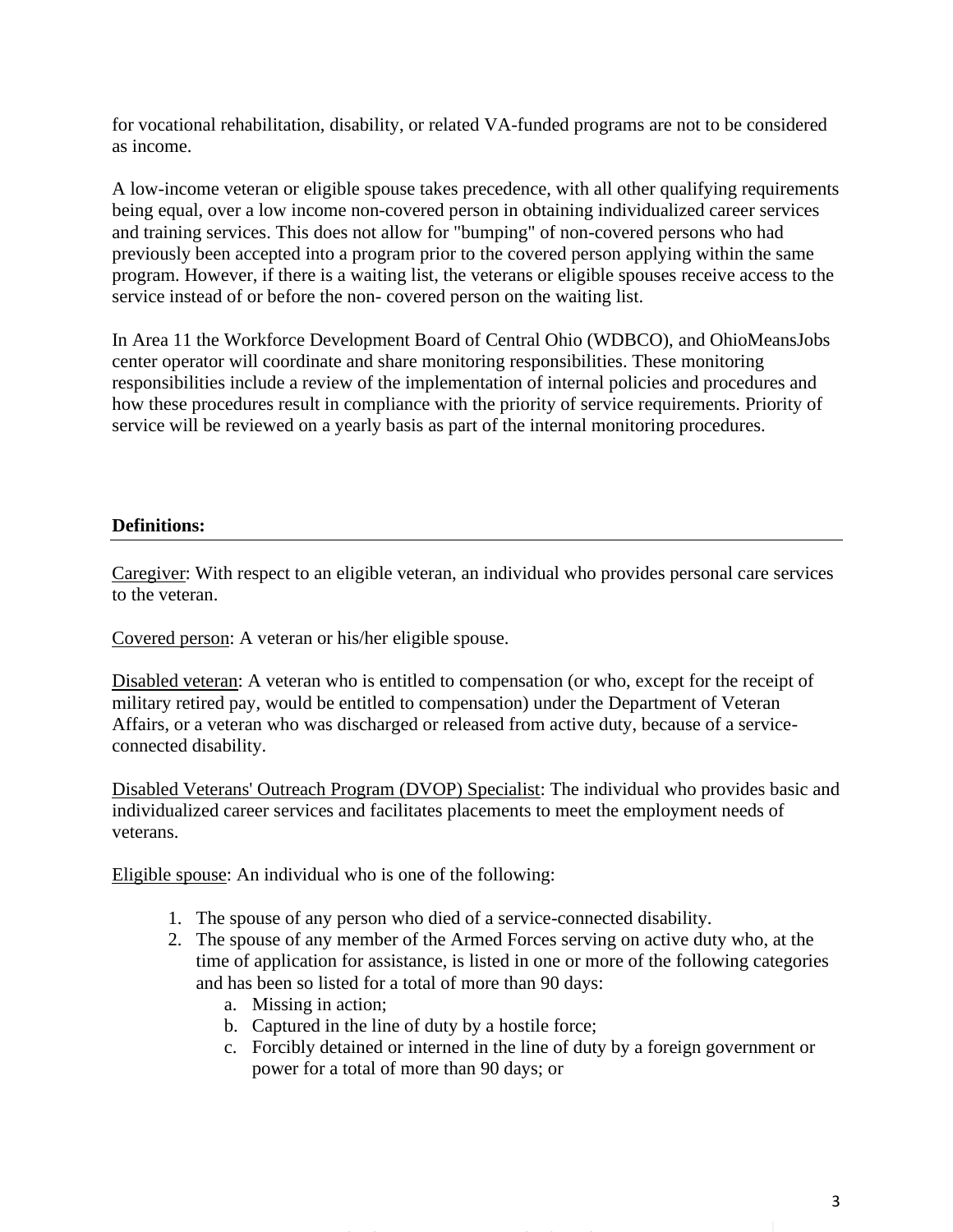for vocational rehabilitation, disability, or related VA-funded programs are not to be considered as income.

A low-income veteran or eligible spouse takes precedence, with all other qualifying requirements being equal, over a low income non-covered person in obtaining individualized career services and training services. This does not allow for "bumping" of non-covered persons who had previously been accepted into a program prior to the covered person applying within the same program. However, if there is a waiting list, the veterans or eligible spouses receive access to the service instead of or before the non- covered person on the waiting list.

In Area 11 the Workforce Development Board of Central Ohio (WDBCO), and OhioMeansJobs center operator will coordinate and share monitoring responsibilities. These monitoring responsibilities include a review of the implementation of internal policies and procedures and how these procedures result in compliance with the priority of service requirements. Priority of service will be reviewed on a yearly basis as part of the internal monitoring procedures.

**Definitions:**

Caregiver: With respect to an eligible veteran, an individual who provides personal care services to the veteran.

Covered person: A veteran or his/her eligible spouse.

Disabled veteran: A veteran who is entitled to compensation (or who, except for the receipt of military retired pay, would be entitled to compensation) under the Department of Veteran Affairs, or a veteran who was discharged or released from active duty, because of a service-connected disability.

Disabled Veterans' Outreach Program (DVOP) Specialist: The individual who provides basic and individualized career services and facilitates placements to meet the employment needs of veterans.

Eligible spouse: An individual who is one of the following:

1. The spouse of any person who died of a service-connected disability.
2. The spouse of any member of the Armed Forces serving on active duty who, at the time of application for assistance, is listed in one or more of the following categories and has been so listed for a total of more than 90 days:
   a. Missing in action;
   b. Captured in the line of duty by a hostile force;
   c. Forcibly detained or interned in the line of duty by a foreign government or power for a total of more than 90 days; or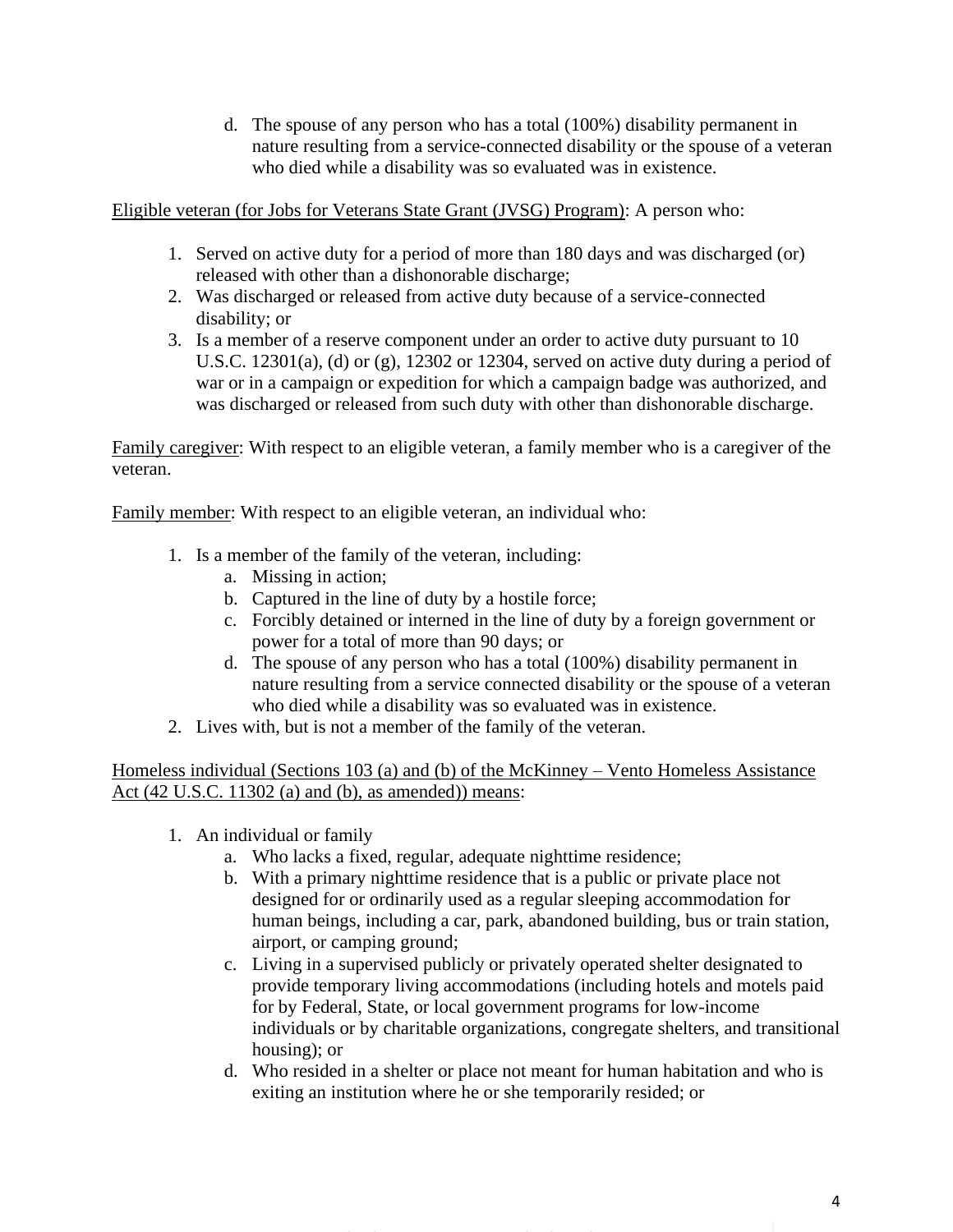d. The spouse of any person who has a total (100%) disability permanent in nature resulting from a service-connected disability or the spouse of a veteran who died while a disability was so evaluated was in existence.

<u>Eligible veteran (for Jobs for Veterans State Grant (JVSG) Program)</u>: A person who:

1. Served on active duty for a period of more than 180 days and was discharged (or) released with other than a dishonorable discharge;
2. Was discharged or released from active duty because of a service-connected disability; or
3. Is a member of a reserve component under an order to active duty pursuant to 10 U.S.C. 12301(a), (d) or (g), 12302 or 12304, served on active duty during a period of war or in a campaign or expedition for which a campaign badge was authorized, and was discharged or released from such duty with other than dishonorable discharge.

<u>Family caregiver</u>: With respect to an eligible veteran, a family member who is a caregiver of the veteran.

<u>Family member</u>: With respect to an eligible veteran, an individual who:

1. Is a member of the family of the veteran, including:
    a. Missing in action;
    b. Captured in the line of duty by a hostile force;
    c. Forcibly detained or interned in the line of duty by a foreign government or power for a total of more than 90 days; or
    d. The spouse of any person who has a total (100%) disability permanent in nature resulting from a service connected disability or the spouse of a veteran who died while a disability was so evaluated was in existence.
2. Lives with, but is not a member of the family of the veteran.

<u>Homeless individual (Sections 103 (a) and (b) of the McKinney – Vento Homeless Assistance Act (42 U.S.C. 11302 (a) and (b), as amended)) means</u>:

1. An individual or family
    a. Who lacks a fixed, regular, adequate nighttime residence;
    b. With a primary nighttime residence that is a public or private place not designed for or ordinarily used as a regular sleeping accommodation for human beings, including a car, park, abandoned building, bus or train station, airport, or camping ground;
    c. Living in a supervised publicly or privately operated shelter designated to provide temporary living accommodations (including hotels and motels paid for by Federal, State, or local government programs for low-income individuals or by charitable organizations, congregate shelters, and transitional housing); or
    d. Who resided in a shelter or place not meant for human habitation and who is exiting an institution where he or she temporarily resided; or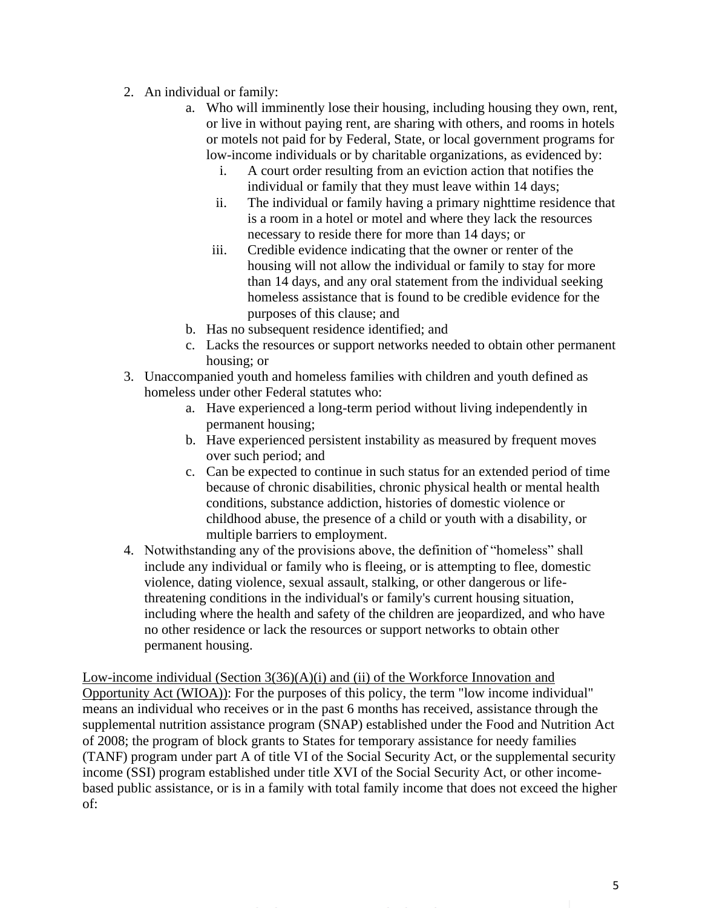2. An individual or family:
    a. Who will imminently lose their housing, including housing they own, rent, or live in without paying rent, are sharing with others, and rooms in hotels or motels not paid for by Federal, State, or local government programs for low-income individuals or by charitable organizations, as evidenced by:
        i. A court order resulting from an eviction action that notifies the individual or family that they must leave within 14 days;
        ii. The individual or family having a primary nighttime residence that is a room in a hotel or motel and where they lack the resources necessary to reside there for more than 14 days; or
        iii. Credible evidence indicating that the owner or renter of the housing will not allow the individual or family to stay for more than 14 days, and any oral statement from the individual seeking homeless assistance that is found to be credible evidence for the purposes of this clause; and
    b. Has no subsequent residence identified; and
    c. Lacks the resources or support networks needed to obtain other permanent housing; or
3. Unaccompanied youth and homeless families with children and youth defined as homeless under other Federal statutes who:
    a. Have experienced a long-term period without living independently in permanent housing;
    b. Have experienced persistent instability as measured by frequent moves over such period; and
    c. Can be expected to continue in such status for an extended period of time because of chronic disabilities, chronic physical health or mental health conditions, substance addiction, histories of domestic violence or childhood abuse, the presence of a child or youth with a disability, or multiple barriers to employment.
4. Notwithstanding any of the provisions above, the definition of "homeless" shall include any individual or family who is fleeing, or is attempting to flee, domestic violence, dating violence, sexual assault, stalking, or other dangerous or life-threatening conditions in the individual's or family's current housing situation, including where the health and safety of the children are jeopardized, and who have no other residence or lack the resources or support networks to obtain other permanent housing.

<u>Low-income individual (Section 3(36)(A)(i) and (ii) of the Workforce Innovation and Opportunity Act (WIOA))</u>: For the purposes of this policy, the term "low income individual" means an individual who receives or in the past 6 months has received, assistance through the supplemental nutrition assistance program (SNAP) established under the Food and Nutrition Act of 2008; the program of block grants to States for temporary assistance for needy families (TANF) program under part A of title VI of the Social Security Act, or the supplemental security income (SSI) program established under title XVI of the Social Security Act, or other income-based public assistance, or is in a family with total family income that does not exceed the higher of: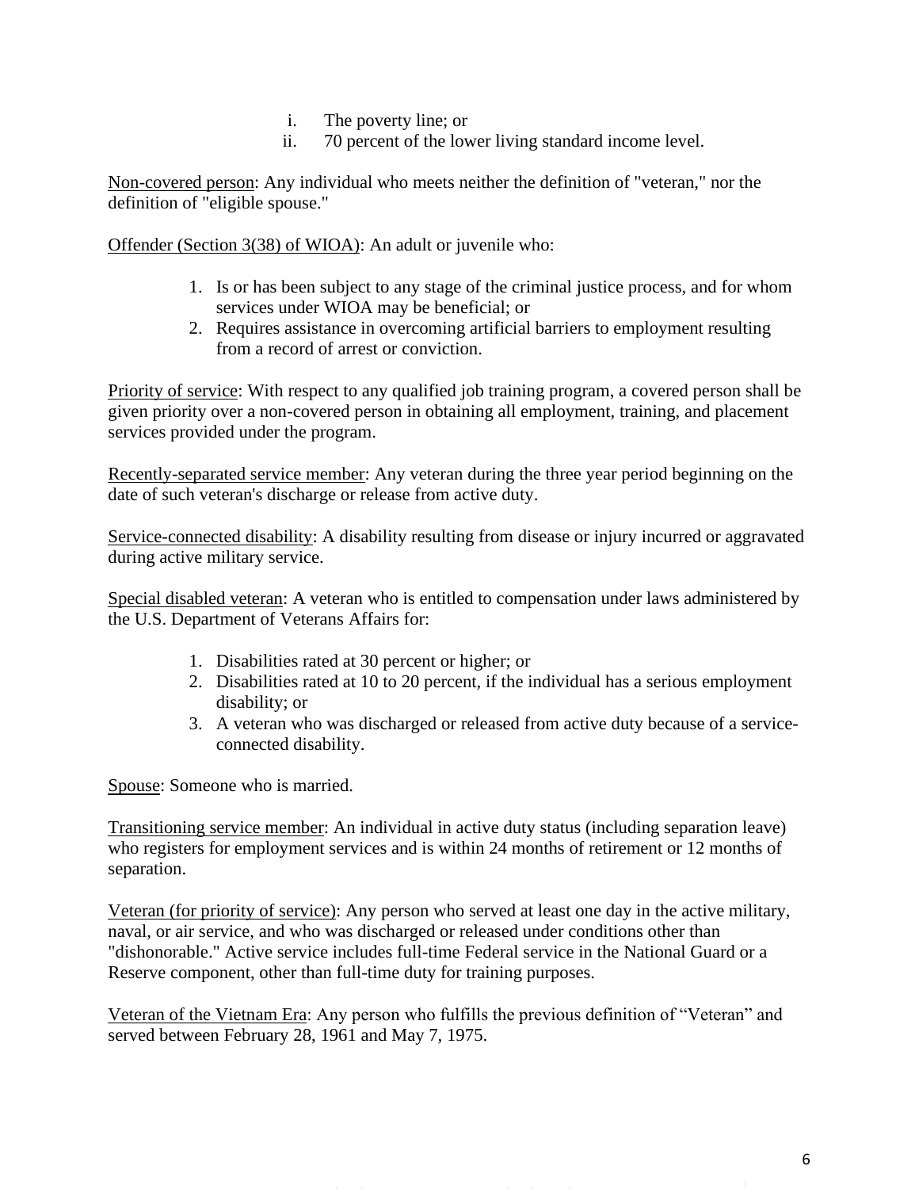i. The poverty line; or
ii. 70 percent of the lower living standard income level.

Non-covered person: Any individual who meets neither the definition of "veteran," nor the definition of "eligible spouse."

Offender (Section 3(38) of WIOA): An adult or juvenile who:

1. Is or has been subject to any stage of the criminal justice process, and for whom services under WIOA may be beneficial; or
2. Requires assistance in overcoming artificial barriers to employment resulting from a record of arrest or conviction.

Priority of service: With respect to any qualified job training program, a covered person shall be given priority over a non-covered person in obtaining all employment, training, and placement services provided under the program.

Recently-separated service member: Any veteran during the three year period beginning on the date of such veteran's discharge or release from active duty.

Service-connected disability: A disability resulting from disease or injury incurred or aggravated during active military service.

Special disabled veteran: A veteran who is entitled to compensation under laws administered by the U.S. Department of Veterans Affairs for:

1. Disabilities rated at 30 percent or higher; or
2. Disabilities rated at 10 to 20 percent, if the individual has a serious employment disability; or
3. A veteran who was discharged or released from active duty because of a service-connected disability.

Spouse: Someone who is married.

Transitioning service member: An individual in active duty status (including separation leave) who registers for employment services and is within 24 months of retirement or 12 months of separation.

Veteran (for priority of service): Any person who served at least one day in the active military, naval, or air service, and who was discharged or released under conditions other than "dishonorable." Active service includes full-time Federal service in the National Guard or a Reserve component, other than full-time duty for training purposes.

Veteran of the Vietnam Era: Any person who fulfills the previous definition of "Veteran" and served between February 28, 1961 and May 7, 1975.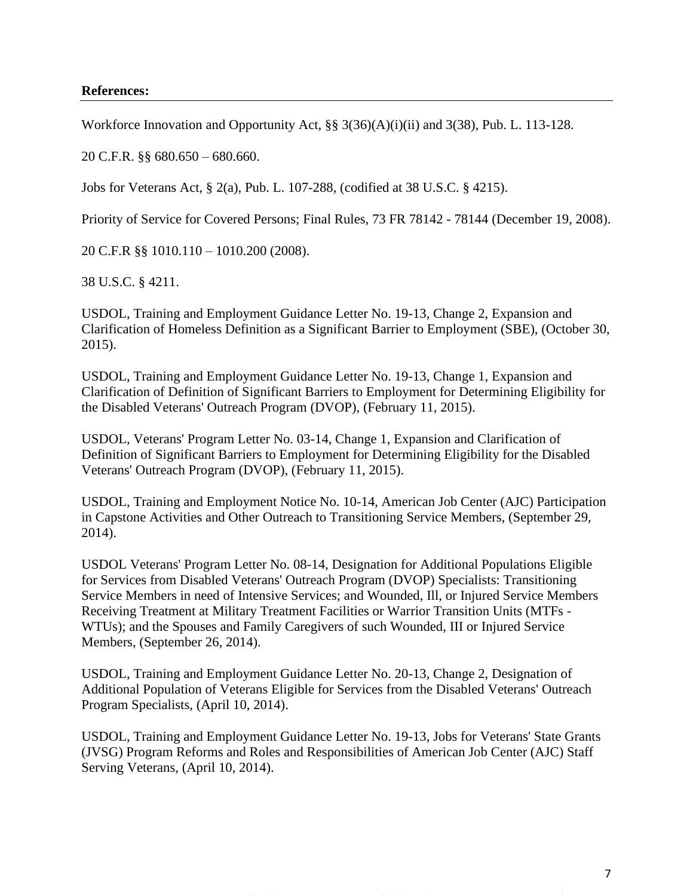**References:**

Workforce Innovation and Opportunity Act, §§ 3(36)(A)(i)(ii) and 3(38), Pub. L. 113-128.

20 C.F.R. §§ 680.650 – 680.660.

Jobs for Veterans Act, § 2(a), Pub. L. 107-288, (codified at 38 U.S.C. § 4215).

Priority of Service for Covered Persons; Final Rules, 73 FR 78142 - 78144 (December 19, 2008).

20 C.F.R §§ 1010.110 – 1010.200 (2008).

38 U.S.C. § 4211.

USDOL, Training and Employment Guidance Letter No. 19-13, Change 2, Expansion and Clarification of Homeless Definition as a Significant Barrier to Employment (SBE), (October 30, 2015).

USDOL, Training and Employment Guidance Letter No. 19-13, Change 1, Expansion and Clarification of Definition of Significant Barriers to Employment for Determining Eligibility for the Disabled Veterans' Outreach Program (DVOP), (February 11, 2015).

USDOL, Veterans' Program Letter No. 03-14, Change 1, Expansion and Clarification of Definition of Significant Barriers to Employment for Determining Eligibility for the Disabled Veterans' Outreach Program (DVOP), (February 11, 2015).

USDOL, Training and Employment Notice No. 10-14, American Job Center (AJC) Participation in Capstone Activities and Other Outreach to Transitioning Service Members, (September 29, 2014).

USDOL Veterans' Program Letter No. 08-14, Designation for Additional Populations Eligible for Services from Disabled Veterans' Outreach Program (DVOP) Specialists: Transitioning Service Members in need of Intensive Services; and Wounded, Ill, or Injured Service Members Receiving Treatment at Military Treatment Facilities or Warrior Transition Units (MTFs - WTUs); and the Spouses and Family Caregivers of such Wounded, III or Injured Service Members, (September 26, 2014).

USDOL, Training and Employment Guidance Letter No. 20-13, Change 2, Designation of Additional Population of Veterans Eligible for Services from the Disabled Veterans' Outreach Program Specialists, (April 10, 2014).

USDOL, Training and Employment Guidance Letter No. 19-13, Jobs for Veterans' State Grants (JVSG) Program Reforms and Roles and Responsibilities of American Job Center (AJC) Staff Serving Veterans, (April 10, 2014).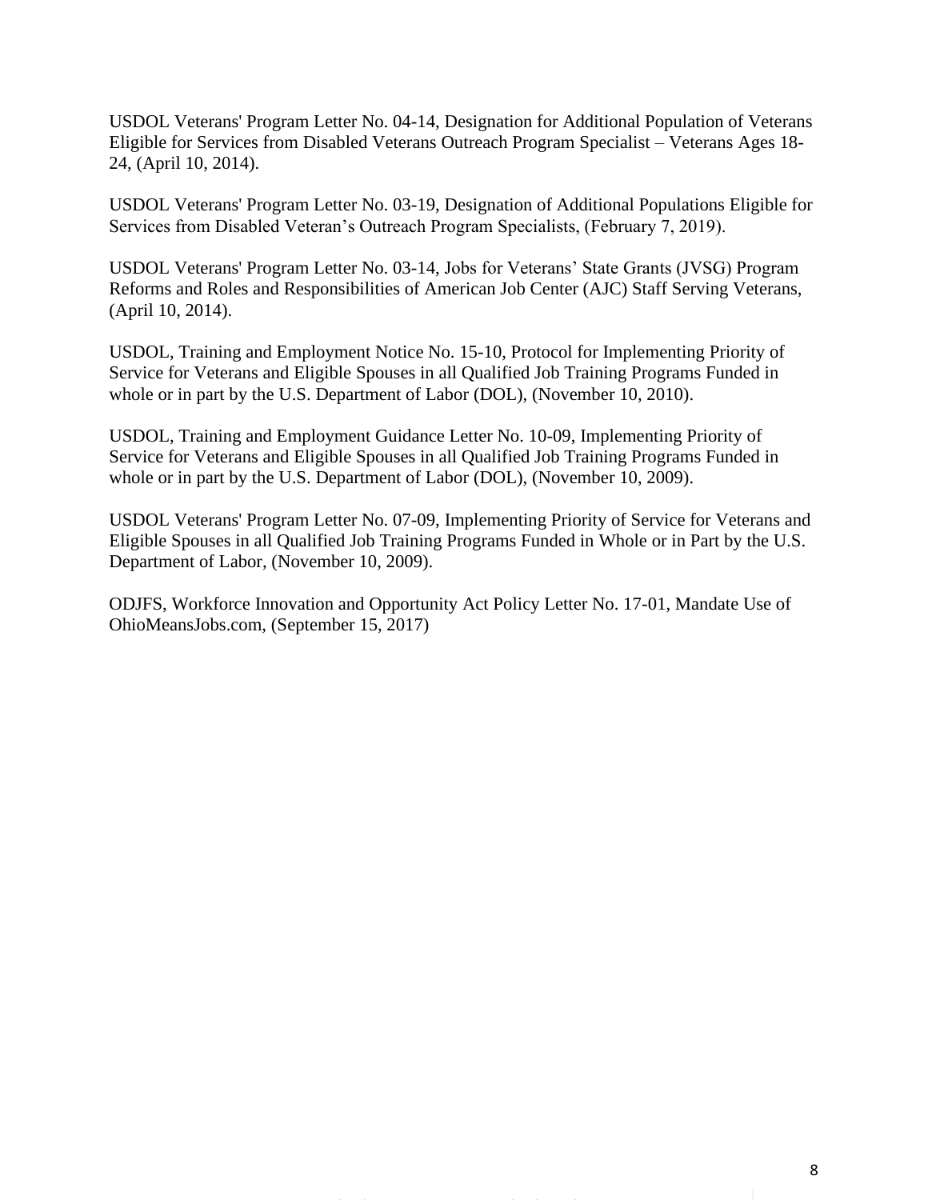USDOL Veterans' Program Letter No. 04-14, Designation for Additional Population of Veterans Eligible for Services from Disabled Veterans Outreach Program Specialist – Veterans Ages 18-24, (April 10, 2014).

USDOL Veterans' Program Letter No. 03-19, Designation of Additional Populations Eligible for Services from Disabled Veteran's Outreach Program Specialists, (February 7, 2019).

USDOL Veterans' Program Letter No. 03-14, Jobs for Veterans' State Grants (JVSG) Program Reforms and Roles and Responsibilities of American Job Center (AJC) Staff Serving Veterans, (April 10, 2014).

USDOL, Training and Employment Notice No. 15-10, Protocol for Implementing Priority of Service for Veterans and Eligible Spouses in all Qualified Job Training Programs Funded in whole or in part by the U.S. Department of Labor (DOL), (November 10, 2010).

USDOL, Training and Employment Guidance Letter No. 10-09, Implementing Priority of Service for Veterans and Eligible Spouses in all Qualified Job Training Programs Funded in whole or in part by the U.S. Department of Labor (DOL), (November 10, 2009).

USDOL Veterans' Program Letter No. 07-09, Implementing Priority of Service for Veterans and Eligible Spouses in all Qualified Job Training Programs Funded in Whole or in Part by the U.S. Department of Labor, (November 10, 2009).

ODJFS, Workforce Innovation and Opportunity Act Policy Letter No. 17-01, Mandate Use of OhioMeansJobs.com, (September 15, 2017)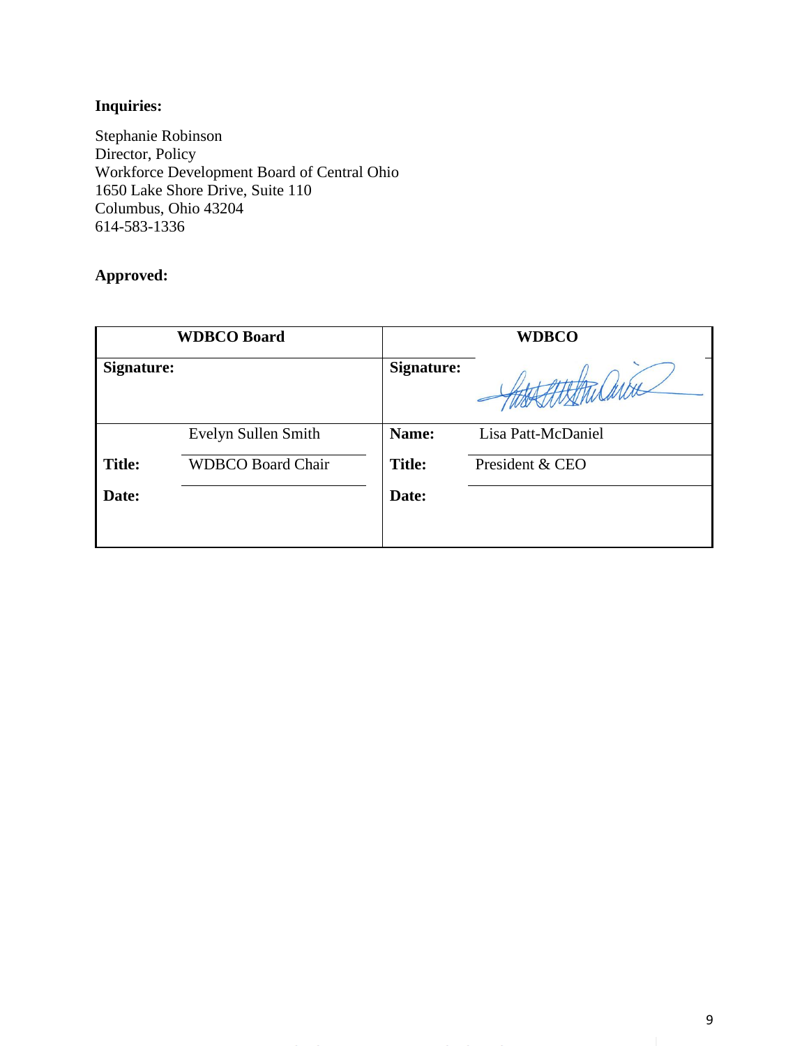**Inquiries:**

Stephanie Robinson
Director, Policy
Workforce Development Board of Central Ohio
1650 Lake Shore Drive, Suite 110
Columbus, Ohio 43204
614-583-1336

**Approved:**

| WDBCO Board | | WDBCO | |
|---|---|---|---|
| **Signature:** | | **Signature:** | |
| | Evelyn Sullen Smith | **Name:** | Lisa Patt-McDaniel |
| **Title:** | WDBCO Board Chair | **Title:** | President & CEO |
| **Date:** | | **Date:** | |